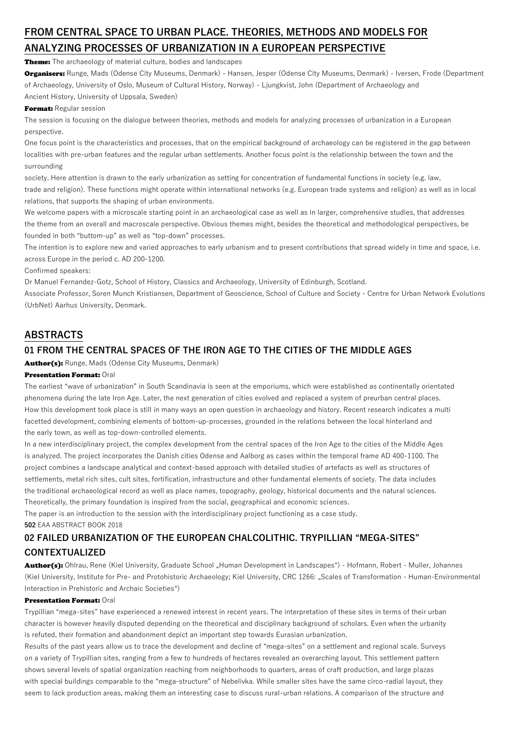## FROM CENTRAL SPACE TO URBAN PLACE. THEORIES, METHODS AND MODELS FOR ANALYZING PROCESSES OF URBANIZATION IN A EUROPEAN PERSPECTIVE

**Theme:** The archaeology of material culture, bodies and landscapes

**Organisers:** Runge, Mads (Odense City Museums, Denmark) - Hansen, Jesper (Odense City Museums, Denmark) - Iversen, Frode (Department of Archaeology, University of Oslo, Museum of Cultural History, Norway) - Ljungkvist, John (Department of Archaeology and Ancient History, University of Uppsala, Sweden)

**Format:** Regular session

The session is focusing on the dialogue between theories, methods and models for analyzing processes of urbanization in a European perspective.

One focus point is the characteristics and processes, that on the empirical background of archaeology can be registered in the gap between localities with pre-urban features and the regular urban settlements. Another focus point is the relationship between the town and the surrounding society. Here attention is drawn to the early urbanization as setting for concentration of fundamental functions in society (e.g. law, trade and religion). These functions might operate within international networks (e.g. European trade systems and religion) as well as in local relations, that supports the shaping of urban environments.

We welcome papers with a microscale starting point in an archaeological case as well as in larger, comprehensive studies, that addresses the theme from an overall and macroscale perspective. Obvious themes might, besides the theoretical and methodological perspectives, be founded in both "buttom-up" as well as "top-down" processes.

The intention is to explore new and varied approaches to early urbanism and to present contributions that spread widely in time and space, i.e. across Europe in the period c. AD 200-1200.

Confirmed speakers:

Dr Manuel Fernandez-Gotz, School of History, Classics and Archaeology, University of Edinburgh, Scotland.

Associate Professor, Soren Munch Kristiansen, Department of Geoscience, School of Culture and Society - Centre for Urban Network Evolutions (UrbNet) Aarhus University, Denmark.

## ABSTRACTS

### 01 FROM THE CENTRAL SPACES OF THE IRON AGE TO THE CITIES OF THE MIDDLE AGES

**Author(s):** Runge, Mads (Odense City Museums, Denmark)

**Presentation Format:** Oral

The earliest "wave of urbanization" in South Scandinavia is seen at the emporiums, which were established as continentally orientated phenomena during the late Iron Age. Later, the next generation of cities evolved and replaced a system of preurban central places. How this development took place is still in many ways an open question in archaeology and history. Recent research indicates a multi facetted development, combining elements of bottom-up-processes, grounded in the relations between the local hinterland and the early town, as well as top-down-controlled elements.

In a new interdisciplinary project, the complex development from the central spaces of the Iron Age to the cities of the Middle Ages is analyzed. The project incorporates the Danish cities Odense and Aalborg as cases within the temporal frame AD 400-1100. The project combines a landscape analytical and context-based approach with detailed studies of artefacts as well as structures of settlements, metal rich sites, cult sites, fortification, infrastructure and other fundamental elements of society. The data includes the traditional archaeological record as well as place names, topography, geology, historical documents and the natural sciences.

Theoretically, the primary foundation is inspired from the social, geographical and economic sciences.

The paper is an introduction to the session with the interdisciplinary project functioning as a case study.

### 02 FAILED URBANIZATION OF THE EUROPEAN CHALCOLITHIC. TRYPILLIAN "MEGA-SITES" CONTEXTUALIZED

**Author(s):** Ohlrau, Rene (Kiel University, Graduate School „Human Development in Landscapes") - Hofmann, Robert - Muller, Johannes (Kiel University, Institute for Pre- and Protohistoric Archaeology; Kiel University, CRC 1266: „Scales of Transformation - Human-Environmental Interaction in Prehistoric and Archaic Societies")

**Presentation Format:** Oral

Trypillian "mega-sites" have experienced a renewed interest in recent years. The interpretation of these sites in terms of their urban character is however heavily disputed depending on the theoretical and disciplinary background of scholars. Even when the urbanity is refuted, their formation and abandonment depict an important step towards Eurasian urbanization.

Results of the past years allow us to trace the development and decline of "mega-sites" on a settlement and regional scale. Surveys on a variety of Trypillian sites, ranging from a few to hundreds of hectares revealed an overarching layout. This settlement pattern shows several levels of spatial organization reaching from neighborhoods to quarters, areas of craft production, and large plazas with special buildings comparable to the "mega-structure" of Nebelivka. While smaller sites have the same circo-radial layout, they seem to lack production areas, making them an interesting case to discuss rural-urban relations. A comparison of the structure and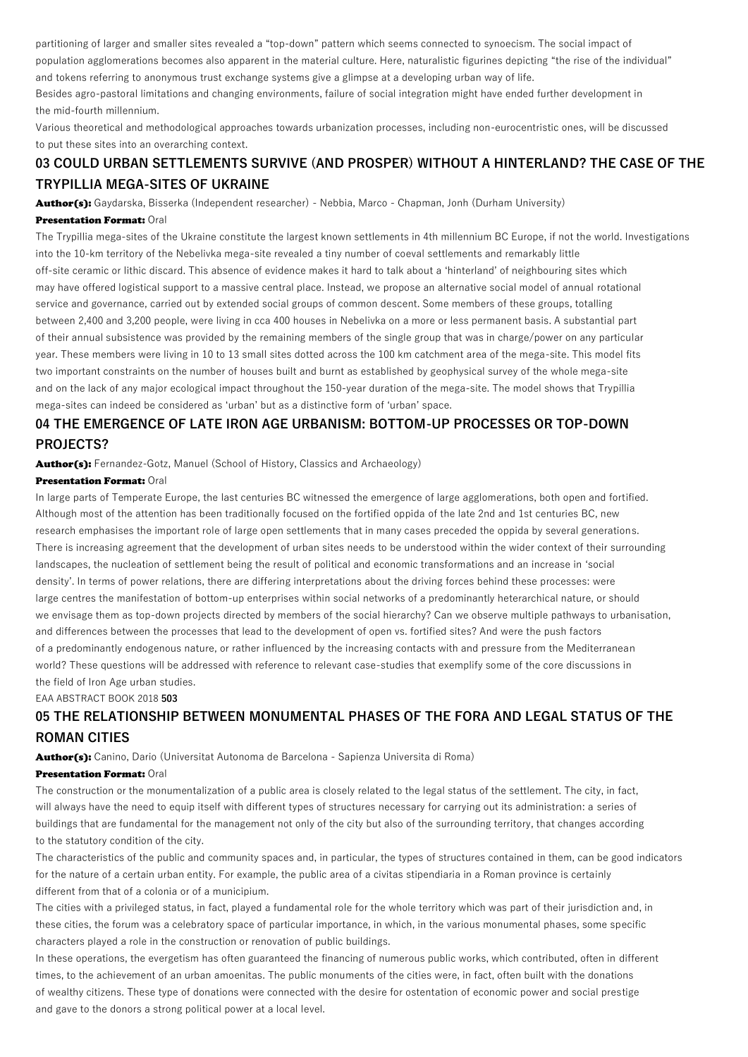partitioning of larger and smaller sites revealed a "top-down" pattern which seems connected to synoecism. The social impact of population agglomerations becomes also apparent in the material culture. Here, naturalistic figurines depicting "the rise of the individual" and tokens referring to anonymous trust exchange systems give a glimpse at a developing urban way of life.

Besides agro-pastoral limitations and changing environments, failure of social integration might have ended further development in the mid-fourth millennium.

Various theoretical and methodological approaches towards urbanization processes, including non-eurocentristic ones, will be discussed to put these sites into an overarching context.

## 03 COULD URBAN SETTLEMENTS SURVIVE (AND PROSPER) WITHOUT A HINTERLAND? THE CASE OF THE TRYPILLIA MEGA-SITES OF UKRAINE

**Author(s):** Gaydarska, Bisserka (Independent researcher) - Nebbia, Marco - Chapman, Jonh (Durham University)

**Presentation Format:** Oral

The Trypillia mega-sites of the Ukraine constitute the largest known settlements in 4th millennium BC Europe, if not the world. Investigations into the 10-km territory of the Nebelivka mega-site revealed a tiny number of coeval settlements and remarkably little off-site ceramic or lithic discard. This absence of evidence makes it hard to talk about a 'hinterland' of neighbouring sites which may have offered logistical support to a massive central place. Instead, we propose an alternative social model of annual rotational service and governance, carried out by extended social groups of common descent. Some members of these groups, totalling between 2,400 and 3,200 people, were living in cca 400 houses in Nebelivka on a more or less permanent basis. A substantial part of their annual subsistence was provided by the remaining members of the single group that was in charge/power on any particular year. These members were living in 10 to 13 small sites dotted across the 100 km catchment area of the mega-site. This model fits two important constraints on the number of houses built and burnt as established by geophysical survey of the whole mega-site and on the lack of any major ecological impact throughout the 150-year duration of the mega-site. The model shows that Trypillia mega-sites can indeed be considered as 'urban' but as a distinctive form of 'urban' space.

## 04 THE EMERGENCE OF LATE IRON AGE URBANISM: BOTTOM-UP PROCESSES OR TOP-DOWN PROJECTS?

**Author(s):** Fernandez-Gotz, Manuel (School of History, Classics and Archaeology)

**Presentation Format:** Oral

In large parts of Temperate Europe, the last centuries BC witnessed the emergence of large agglomerations, both open and fortified. Although most of the attention has been traditionally focused on the fortified oppida of the late 2nd and 1st centuries BC, new research emphasises the important role of large open settlements that in many cases preceded the oppida by several generations. There is increasing agreement that the development of urban sites needs to be understood within the wider context of their surrounding landscapes, the nucleation of settlement being the result of political and economic transformations and an increase in 'social density'. In terms of power relations, there are differing interpretations about the driving forces behind these processes: were large centres the manifestation of bottom-up enterprises within social networks of a predominantly heterarchical nature, or should we envisage them as top-down projects directed by members of the social hierarchy? Can we observe multiple pathways to urbanisation, and differences between the processes that lead to the development of open vs. fortified sites? And were the push factors of a predominantly endogenous nature, or rather influenced by the increasing contacts with and pressure from the Mediterranean world? These questions will be addressed with reference to relevant case-studies that exemplify some of the core discussions in the field of Iron Age urban studies.

## 05 THE RELATIONSHIP BETWEEN MONUMENTAL PHASES OF THE FORA AND LEGAL STATUS OF THE ROMAN CITIES

**Author(s):** Canino, Dario (Universitat Autonoma de Barcelona - Sapienza Universita di Roma)

**Presentation Format:** Oral

The construction or the monumentalization of a public area is closely related to the legal status of the settlement. The city, in fact, will always have the need to equip itself with different types of structures necessary for carrying out its administration: a series of buildings that are fundamental for the management not only of the city but also of the surrounding territory, that changes according to the statutory condition of the city.

The characteristics of the public and community spaces and, in particular, the types of structures contained in them, can be good indicators for the nature of a certain urban entity. For example, the public area of a civitas stipendiaria in a Roman province is certainly different from that of a colonia or of a municipium.

The cities with a privileged status, in fact, played a fundamental role for the whole territory which was part of their jurisdiction and, in these cities, the forum was a celebratory space of particular importance, in which, in the various monumental phases, some specific characters played a role in the construction or renovation of public buildings.

In these operations, the evergetism has often guaranteed the financing of numerous public works, which contributed, often in different times, to the achievement of an urban amoenitas. The public monuments of the cities were, in fact, often built with the donations of wealthy citizens. These type of donations were connected with the desire for ostentation of economic power and social prestige and gave to the donors a strong political power at a local level.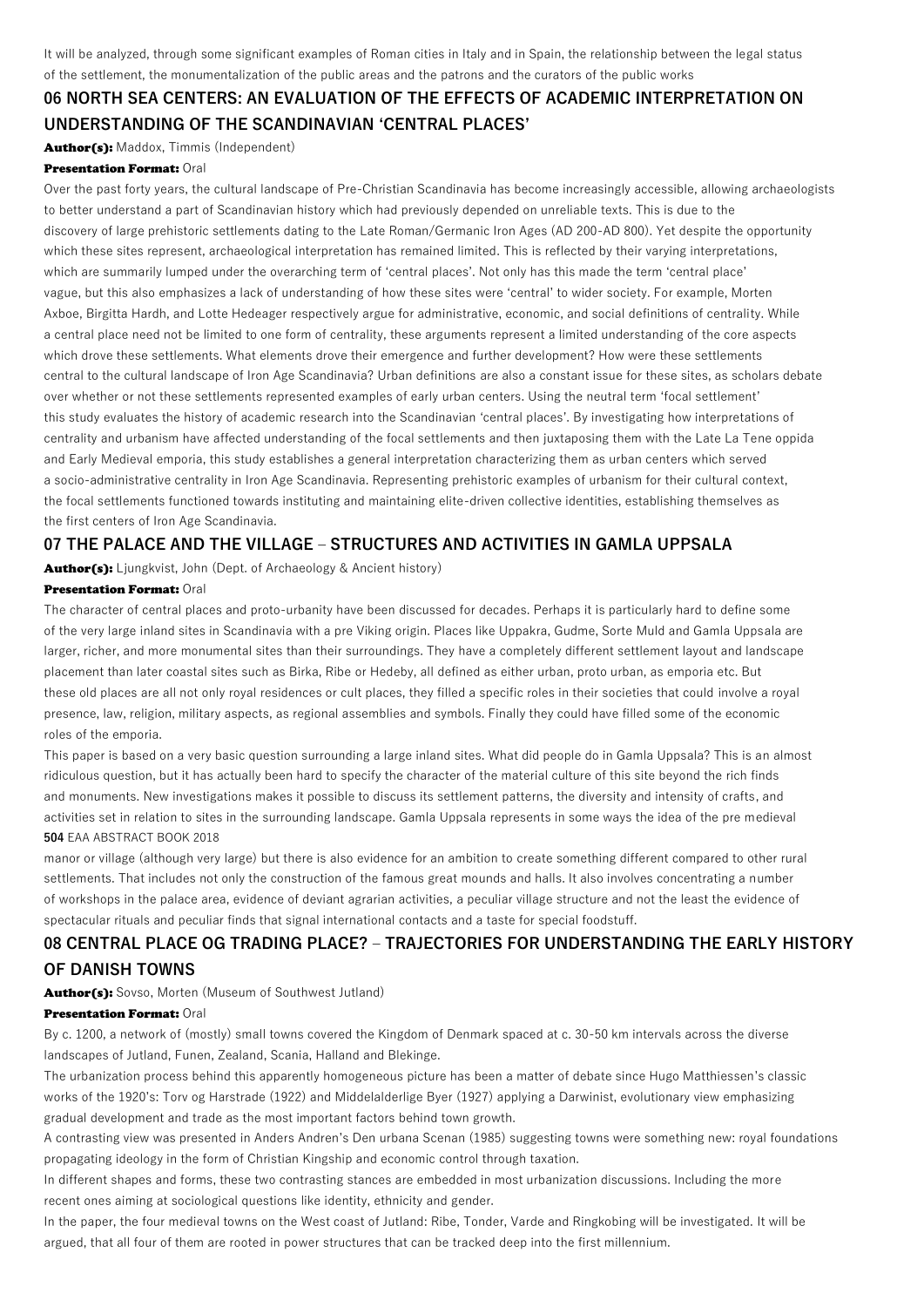It will be analyzed, through some significant examples of Roman cities in Italy and in Spain, the relationship between the legal status of the settlement, the monumentalization of the public areas and the patrons and the curators of the public works

## 06 NORTH SEA CENTERS: AN EVALUATION OF THE EFFECTS OF ACADEMIC INTERPRETATION ON UNDERSTANDING OF THE SCANDINAVIAN 'CENTRAL PLACES'

**Author(s):** Maddox, Timmis (Independent)

**Presentation Format:** Oral

Over the past forty years, the cultural landscape of Pre-Christian Scandinavia has become increasingly accessible, allowing archaeologists to better understand a part of Scandinavian history which had previously depended on unreliable texts. This is due to the discovery of large prehistoric settlements dating to the Late Roman/Germanic Iron Ages (AD 200-AD 800). Yet despite the opportunity which these sites represent, archaeological interpretation has remained limited. This is reflected by their varying interpretations, which are summarily lumped under the overarching term of 'central places'. Not only has this made the term 'central place' vague, but this also emphasizes a lack of understanding of how these sites were 'central' to wider society. For example, Morten Axboe, Birgitta Hardh, and Lotte Hedeager respectively argue for administrative, economic, and social definitions of centrality. While a central place need not be limited to one form of centrality, these arguments represent a limited understanding of the core aspects which drove these settlements. What elements drove their emergence and further development? How were these settlements central to the cultural landscape of Iron Age Scandinavia? Urban definitions are also a constant issue for these sites, as scholars debate over whether or not these settlements represented examples of early urban centers. Using the neutral term 'focal settlement' this study evaluates the history of academic research into the Scandinavian 'central places'. By investigating how interpretations of centrality and urbanism have affected understanding of the focal settlements and then juxtaposing them with the Late La Tene oppida and Early Medieval emporia, this study establishes a general interpretation characterizing them as urban centers which served a socio-administrative centrality in Iron Age Scandinavia. Representing prehistoric examples of urbanism for their cultural context, the focal settlements functioned towards instituting and maintaining elite-driven collective identities, establishing themselves as the first centers of Iron Age Scandinavia.

## 07 THE PALACE AND THE VILLAGE – STRUCTURES AND ACTIVITIES IN GAMLA UPPSALA

**Author(s):** Ljungkvist, John (Dept. of Archaeology & Ancient history)

**Presentation Format:** Oral

The character of central places and proto-urbanity have been discussed for decades. Perhaps it is particularly hard to define some of the very large inland sites in Scandinavia with a pre Viking origin. Places like Uppakra, Gudme, Sorte Muld and Gamla Uppsala are larger, richer, and more monumental sites than their surroundings. They have a completely different settlement layout and landscape placement than later coastal sites such as Birka, Ribe or Hedeby, all defined as either urban, proto urban, as emporia etc. But these old places are all not only royal residences or cult places, they filled a specific roles in their societies that could involve a royal presence, law, religion, military aspects, as regional assemblies and symbols. Finally they could have filled some of the economic roles of the emporia.

This paper is based on a very basic question surrounding a large inland sites. What did people do in Gamla Uppsala? This is an almost ridiculous question, but it has actually been hard to specify the character of the material culture of this site beyond the rich finds and monuments. New investigations makes it possible to discuss its settlement patterns, the diversity and intensity of crafts, and activities set in relation to sites in the surrounding landscape. Gamla Uppsala represents in some ways the idea of the pre medieval manor or village (although very large) but there is also evidence for an ambition to create something different compared to other rural settlements. That includes not only the construction of the famous great mounds and halls. It also involves concentrating a number of workshops in the palace area, evidence of deviant agrarian activities, a peculiar village structure and not the least the evidence of spectacular rituals and peculiar finds that signal international contacts and a taste for special foodstuff.

## 08 CENTRAL PLACE OG TRADING PLACE? – TRAJECTORIES FOR UNDERSTANDING THE EARLY HISTORY OF DANISH TOWNS

**Author(s):** Sovso, Morten (Museum of Southwest Jutland)

**Presentation Format:** Oral

By c. 1200, a network of (mostly) small towns covered the Kingdom of Denmark spaced at c. 30-50 km intervals across the diverse landscapes of Jutland, Funen, Zealand, Scania, Halland and Blekinge.

The urbanization process behind this apparently homogeneous picture has been a matter of debate since Hugo Matthiessen's classic works of the 1920's: Torv og Harstrade (1922) and Middelalderlige Byer (1927) applying a Darwinist, evolutionary view emphasizing gradual development and trade as the most important factors behind town growth.

A contrasting view was presented in Anders Andren's Den urbana Scenan (1985) suggesting towns were something new: royal foundations propagating ideology in the form of Christian Kingship and economic control through taxation.

In different shapes and forms, these two contrasting stances are embedded in most urbanization discussions. Including the more recent ones aiming at sociological questions like identity, ethnicity and gender.

In the paper, the four medieval towns on the West coast of Jutland: Ribe, Tonder, Varde and Ringkobing will be investigated. It will be argued, that all four of them are rooted in power structures that can be tracked deep into the first millennium.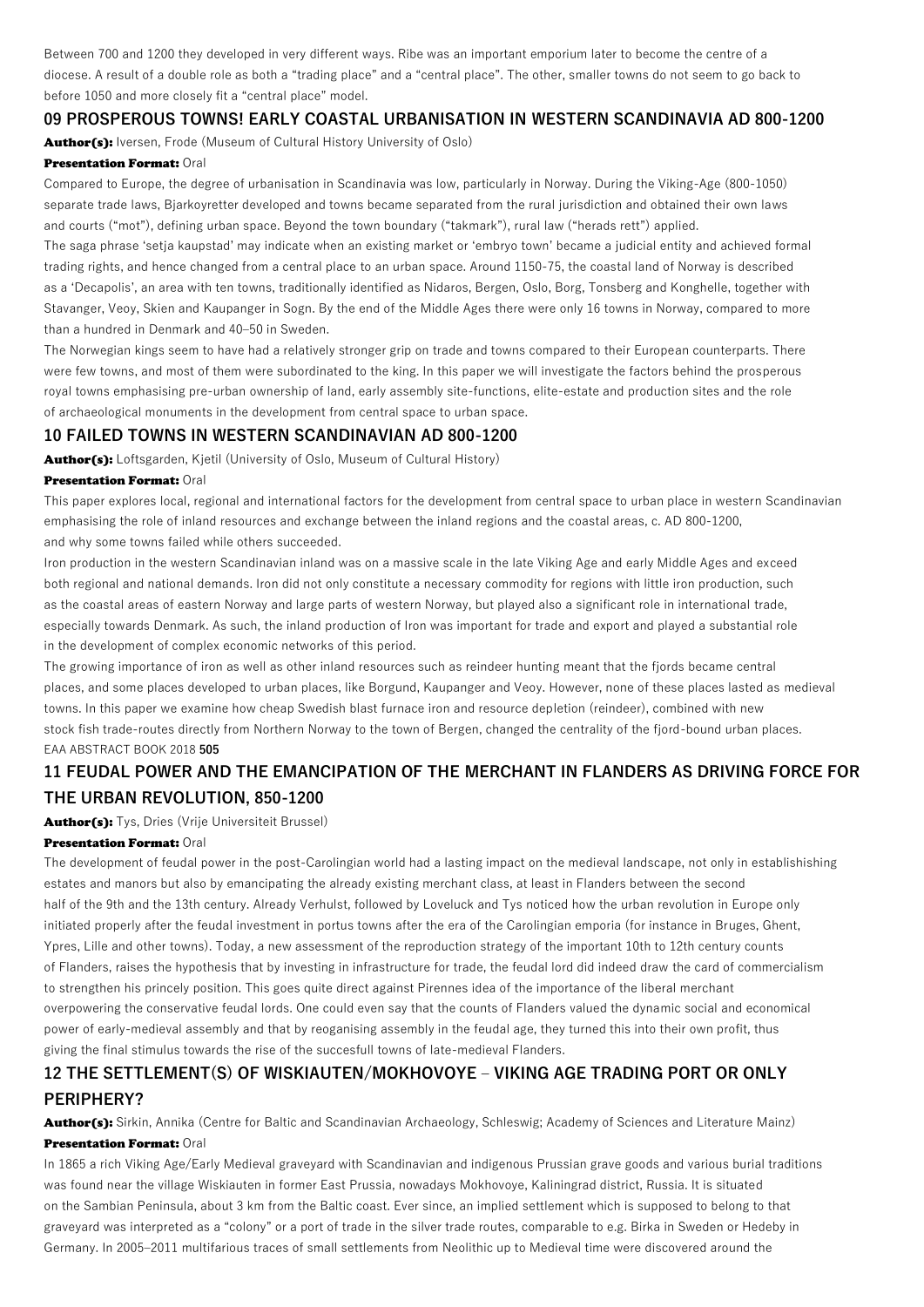Between 700 and 1200 they developed in very different ways. Ribe was an important emporium later to become the centre of a diocese. A result of a double role as both a "trading place" and a "central place". The other, smaller towns do not seem to go back to before 1050 and more closely fit a "central place" model.

## 09 PROSPEROUS TOWNS! EARLY COASTAL URBANISATION IN WESTERN SCANDINAVIA AD 800-1200

**Author(s):** Iversen, Frode (Museum of Cultural History University of Oslo)

**Presentation Format:** Oral

Compared to Europe, the degree of urbanisation in Scandinavia was low, particularly in Norway. During the Viking-Age (800-1050) separate trade laws, Bjarkoyretter developed and towns became separated from the rural jurisdiction and obtained their own laws and courts ("mot"), defining urban space. Beyond the town boundary ("takmark"), rural law ("herads rett") applied.

The saga phrase 'setja kaupstad' may indicate when an existing market or 'embryo town' became a judicial entity and achieved formal trading rights, and hence changed from a central place to an urban space. Around 1150-75, the coastal land of Norway is described as a 'Decapolis', an area with ten towns, traditionally identified as Nidaros, Bergen, Oslo, Borg, Tonsberg and Konghelle, together with Stavanger, Veoy, Skien and Kaupanger in Sogn. By the end of the Middle Ages there were only 16 towns in Norway, compared to more than a hundred in Denmark and 40–50 in Sweden.

The Norwegian kings seem to have had a relatively stronger grip on trade and towns compared to their European counterparts. There were few towns, and most of them were subordinated to the king. In this paper we will investigate the factors behind the prosperous royal towns emphasising pre-urban ownership of land, early assembly site-functions, elite-estate and production sites and the role of archaeological monuments in the development from central space to urban space.

## 10 FAILED TOWNS IN WESTERN SCANDINAVIAN AD 800-1200

**Author(s):** Loftsgarden, Kjetil (University of Oslo, Museum of Cultural History)

**Presentation Format:** Oral

This paper explores local, regional and international factors for the development from central space to urban place in western Scandinavian emphasising the role of inland resources and exchange between the inland regions and the coastal areas, c. AD 800-1200, and why some towns failed while others succeeded.

Iron production in the western Scandinavian inland was on a massive scale in the late Viking Age and early Middle Ages and exceed both regional and national demands. Iron did not only constitute a necessary commodity for regions with little iron production, such as the coastal areas of eastern Norway and large parts of western Norway, but played also a significant role in international trade, especially towards Denmark. As such, the inland production of Iron was important for trade and export and played a substantial role in the development of complex economic networks of this period.

The growing importance of iron as well as other inland resources such as reindeer hunting meant that the fjords became central places, and some places developed to urban places, like Borgund, Kaupanger and Veoy. However, none of these places lasted as medieval towns. In this paper we examine how cheap Swedish blast furnace iron and resource depletion (reindeer), combined with new stock fish trade-routes directly from Northern Norway to the town of Bergen, changed the centrality of the fjord-bound urban places.

## 11 FEUDAL POWER AND THE EMANCIPATION OF THE MERCHANT IN FLANDERS AS DRIVING FORCE FOR THE URBAN REVOLUTION, 850-1200

**Author(s):** Tys, Dries (Vrije Universiteit Brussel)

**Presentation Format:** Oral

The development of feudal power in the post-Carolingian world had a lasting impact on the medieval landscape, not only in establishishing estates and manors but also by emancipating the already existing merchant class, at least in Flanders between the second half of the 9th and the 13th century. Already Verhulst, followed by Loveluck and Tys noticed how the urban revolution in Europe only initiated properly after the feudal investment in portus towns after the era of the Carolingian emporia (for instance in Bruges, Ghent, Ypres, Lille and other towns). Today, a new assessment of the reproduction strategy of the important 10th to 12th century counts of Flanders, raises the hypothesis that by investing in infrastructure for trade, the feudal lord did indeed draw the card of commercialism to strengthen his princely position. This goes quite direct against Pirennes idea of the importance of the liberal merchant overpowering the conservative feudal lords. One could even say that the counts of Flanders valued the dynamic social and economical power of early-medieval assembly and that by reoganising assembly in the feudal age, they turned this into their own profit, thus giving the final stimulus towards the rise of the succesfull towns of late-medieval Flanders.

## 12 THE SETTLEMENT(S) OF WISKIAUTEN/MOKHOVOYE – VIKING AGE TRADING PORT OR ONLY PERIPHERY?

**Author(s):** Sirkin, Annika (Centre for Baltic and Scandinavian Archaeology, Schleswig; Academy of Sciences and Literature Mainz)

**Presentation Format:** Oral

In 1865 a rich Viking Age/Early Medieval graveyard with Scandinavian and indigenous Prussian grave goods and various burial traditions was found near the village Wiskiauten in former East Prussia, nowadays Mokhovoye, Kaliningrad district, Russia. It is situated on the Sambian Peninsula, about 3 km from the Baltic coast. Ever since, an implied settlement which is supposed to belong to that graveyard was interpreted as a "colony" or a port of trade in the silver trade routes, comparable to e.g. Birka in Sweden or Hedeby in Germany. In 2005–2011 multifarious traces of small settlements from Neolithic up to Medieval time were discovered around the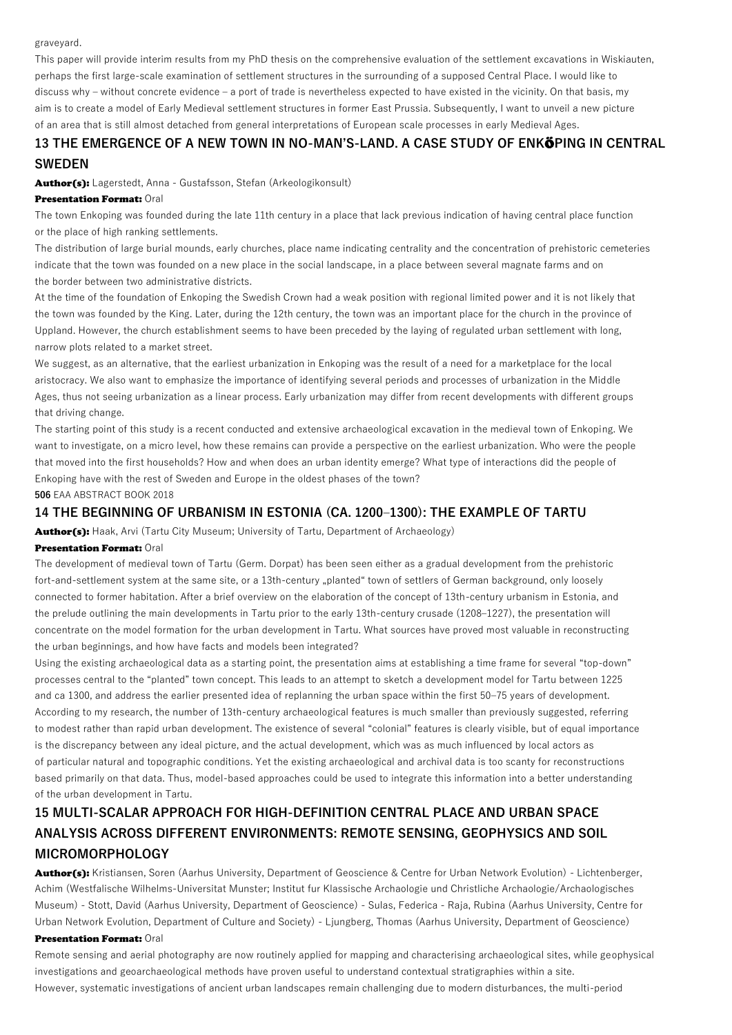graveyard.

This paper will provide interim results from my PhD thesis on the comprehensive evaluation of the settlement excavations in Wiskiauten, perhaps the first large-scale examination of settlement structures in the surrounding of a supposed Central Place. I would like to discuss why – without concrete evidence – a port of trade is nevertheless expected to have existed in the vicinity. On that basis, my aim is to create a model of Early Medieval settlement structures in former East Prussia. Subsequently, I want to unveil a new picture of an area that is still almost detached from general interpretations of European scale processes in early Medieval Ages.

## 13 THE EMERGENCE OF A NEW TOWN IN NO-MAN'S-LAND. A CASE STUDY OF ENKÖPING IN CENTRAL SWEDEN

**Author(s):** Lagerstedt, Anna - Gustafsson, Stefan (Arkeologikonsult)

**Presentation Format:** Oral

The town Enkoping was founded during the late 11th century in a place that lack previous indication of having central place function or the place of high ranking settlements.

The distribution of large burial mounds, early churches, place name indicating centrality and the concentration of prehistoric cemeteries indicate that the town was founded on a new place in the social landscape, in a place between several magnate farms and on the border between two administrative districts.

At the time of the foundation of Enkoping the Swedish Crown had a weak position with regional limited power and it is not likely that the town was founded by the King. Later, during the 12th century, the town was an important place for the church in the province of Uppland. However, the church establishment seems to have been preceded by the laying of regulated urban settlement with long, narrow plots related to a market street.

We suggest, as an alternative, that the earliest urbanization in Enkoping was the result of a need for a marketplace for the local aristocracy. We also want to emphasize the importance of identifying several periods and processes of urbanization in the Middle Ages, thus not seeing urbanization as a linear process. Early urbanization may differ from recent developments with different groups that driving change.

The starting point of this study is a recent conducted and extensive archaeological excavation in the medieval town of Enkoping. We want to investigate, on a micro level, how these remains can provide a perspective on the earliest urbanization. Who were the people that moved into the first households? How and when does an urban identity emerge? What type of interactions did the people of Enkoping have with the rest of Sweden and Europe in the oldest phases of the town?

## 14 THE BEGINNING OF URBANISM IN ESTONIA (CA. 1200–1300): THE EXAMPLE OF TARTU

**Author(s):** Haak, Arvi (Tartu City Museum; University of Tartu, Department of Archaeology)

**Presentation Format:** Oral

The development of medieval town of Tartu (Germ. Dorpat) has been seen either as a gradual development from the prehistoric fort-and-settlement system at the same site, or a 13th-century „planted" town of settlers of German background, only loosely connected to former habitation. After a brief overview on the elaboration of the concept of 13th-century urbanism in Estonia, and the prelude outlining the main developments in Tartu prior to the early 13th-century crusade (1208–1227), the presentation will concentrate on the model formation for the urban development in Tartu. What sources have proved most valuable in reconstructing the urban beginnings, and how have facts and models been integrated?

Using the existing archaeological data as a starting point, the presentation aims at establishing a time frame for several "top-down" processes central to the "planted" town concept. This leads to an attempt to sketch a development model for Tartu between 1225 and ca 1300, and address the earlier presented idea of replanning the urban space within the first 50–75 years of development. According to my research, the number of 13th-century archaeological features is much smaller than previously suggested, referring to modest rather than rapid urban development. The existence of several "colonial" features is clearly visible, but of equal importance is the discrepancy between any ideal picture, and the actual development, which was as much influenced by local actors as of particular natural and topographic conditions. Yet the existing archaeological and archival data is too scanty for reconstructions based primarily on that data. Thus, model-based approaches could be used to integrate this information into a better understanding of the urban development in Tartu.

## 15 MULTI-SCALAR APPROACH FOR HIGH-DEFINITION CENTRAL PLACE AND URBAN SPACE ANALYSIS ACROSS DIFFERENT ENVIRONMENTS: REMOTE SENSING, GEOPHYSICS AND SOIL MICROMORPHOLOGY

**Author(s):** Kristiansen, Soren (Aarhus University, Department of Geoscience & Centre for Urban Network Evolution) - Lichtenberger, Achim (Westfalische Wilhelms-Universitat Munster; Institut fur Klassische Archaologie und Christliche Archaologie/Archaologisches Museum) - Stott, David (Aarhus University, Department of Geoscience) - Sulas, Federica - Raja, Rubina (Aarhus University, Centre for Urban Network Evolution, Department of Culture and Society) - Ljungberg, Thomas (Aarhus University, Department of Geoscience)

**Presentation Format:** Oral

Remote sensing and aerial photography are now routinely applied for mapping and characterising archaeological sites, while geophysical investigations and geoarchaeological methods have proven useful to understand contextual stratigraphies within a site.

However, systematic investigations of ancient urban landscapes remain challenging due to modern disturbances, the multi-period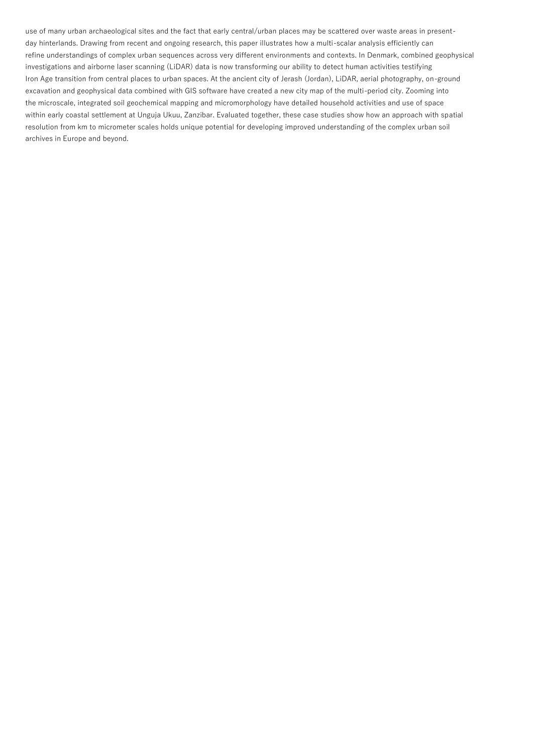use of many urban archaeological sites and the fact that early central/urban places may be scattered over waste areas in present-day hinterlands. Drawing from recent and ongoing research, this paper illustrates how a multi-scalar analysis efficiently can refine understandings of complex urban sequences across very different environments and contexts. In Denmark, combined geophysical investigations and airborne laser scanning (LiDAR) data is now transforming our ability to detect human activities testifying Iron Age transition from central places to urban spaces. At the ancient city of Jerash (Jordan), LiDAR, aerial photography, on-ground excavation and geophysical data combined with GIS software have created a new city map of the multi-period city. Zooming into the microscale, integrated soil geochemical mapping and micromorphology have detailed household activities and use of space within early coastal settlement at Unguja Ukuu, Zanzibar. Evaluated together, these case studies show how an approach with spatial resolution from km to micrometer scales holds unique potential for developing improved understanding of the complex urban soil archives in Europe and beyond.